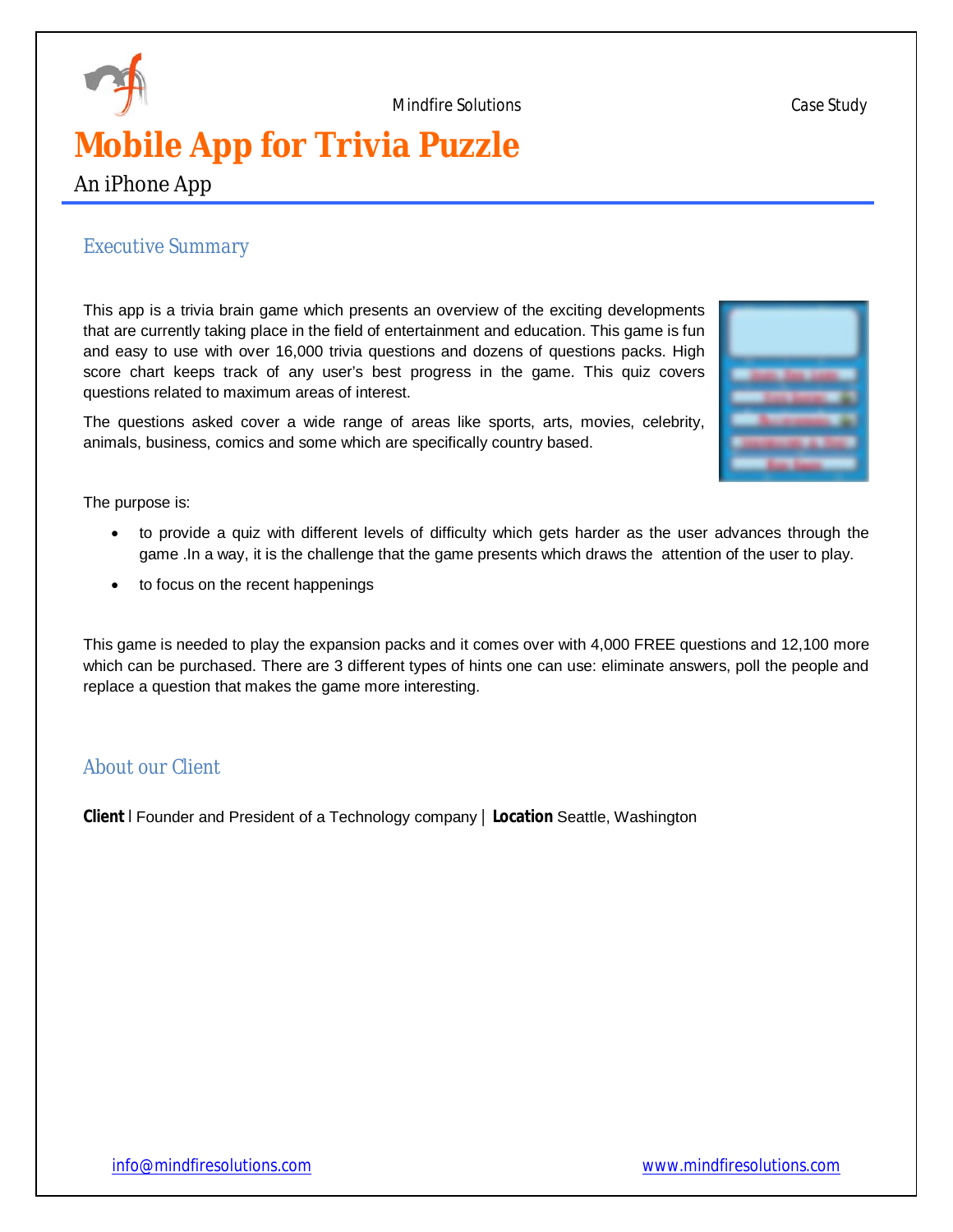# Mobile App for Trivia Puzzle

An iPhone App

## Executive Summary

This app is a trivia brain game which presents an overview of the exciting developments that are currently taking place in the field of entertainment and education. This game is fun and easy to use with over 16,000 trivia questions and dozens of questions packs. High score chart keeps track of any user's best progress in the game. This quiz covers questions related to maximum areas of interest.

The questions asked cover a wide range of areas like sports, arts, movies, celebrity, animals, business, comics and some which are specifically country based.

The purpose is:

- to provide a quiz with different levels of difficulty which gets harder as the user advances through the game .In a way, it is the challenge that the game presents which draws the attention of the user to play.
- to focus on the recent happenings

This game is needed to play the expansion packs and it comes over with 4,000 FREE questions and 12,100 more which can be purchased. There are 3 different types of hints one can use: eliminate answers, poll the people and replace a question that makes the game more interesting.

## About our Client

**Client** | Founder and President of a Technology company | **Location** Seattle, Washington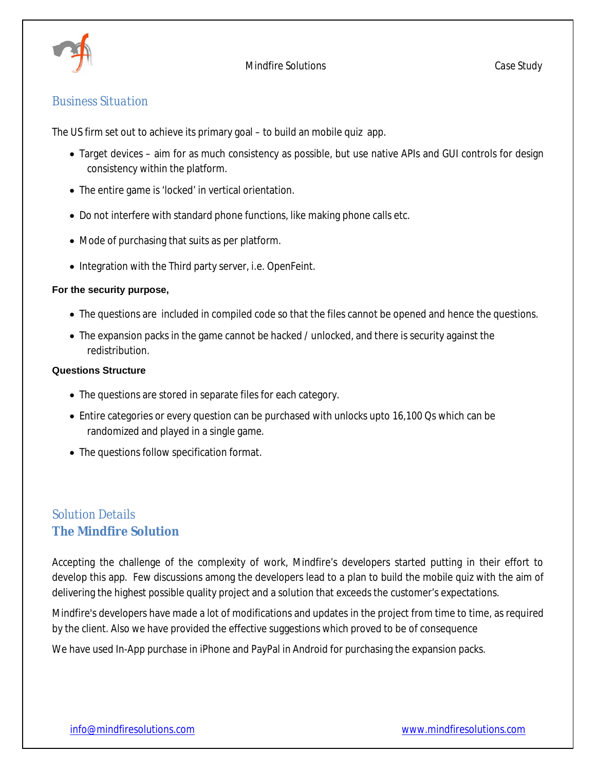## Business Situation

The US firm set out to achieve its primary goal – to build an mobile quiz app.

- Target devices – aim for as much consistency as possible, but use native APIs and GUI controls for design consistency within the platform.
- The entire game is 'locked' in vertical orientation.
- Do not interfere with standard phone functions, like making phone calls etc.
- Mode of purchasing that suits as per platform.
- Integration with the Third party server, i.e. OpenFeint.

**For the security purpose,**

- The questions are included in compiled code so that the files cannot be opened and hence the questions.
- The expansion packs in the game cannot be hacked / unlocked, and there is security against the redistribution.

**Questions Structure**

- The questions are stored in separate files for each category.
- Entire categories or every question can be purchased with unlocks upto 16,100 Qs which can be randomized and played in a single game.
- The questions follow specification format.

## Solution Details

### The Mindfire Solution

Accepting the challenge of the complexity of work, Mindfire's developers started putting in their effort to develop this app. Few discussions among the developers lead to a plan to build the mobile quiz with the aim of delivering the highest possible quality project and a solution that exceeds the customer's expectations.

Mindfire's developers have made a lot of modifications and updates in the project from time to time, as required by the client. Also we have provided the effective suggestions which proved to be of consequence

We have used In-App purchase in iPhone and PayPal in Android for purchasing the expansion packs.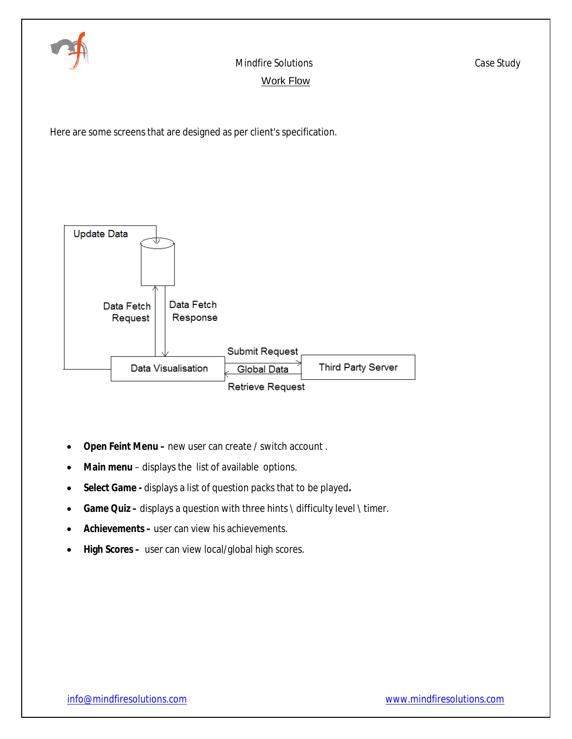## Work Flow

Here are some screens that are designed as per client's specification.

Update Data

Data Fetch Request

Data Fetch Response

Data Visualisation

Submit Request

Global Data

Retrieve Request

Third Party Server

- **Open Feint Menu –** new user can create / switch account .
- **Main menu** – displays the list of available options.
- **Select Game -** displays a list of question packs that to be played**.**
- **Game Quiz –** displays a question with three hints \ difficulty level \ timer.
- **Achievements –** user can view his achievements.
- **High Scores –** user can view local/global high scores.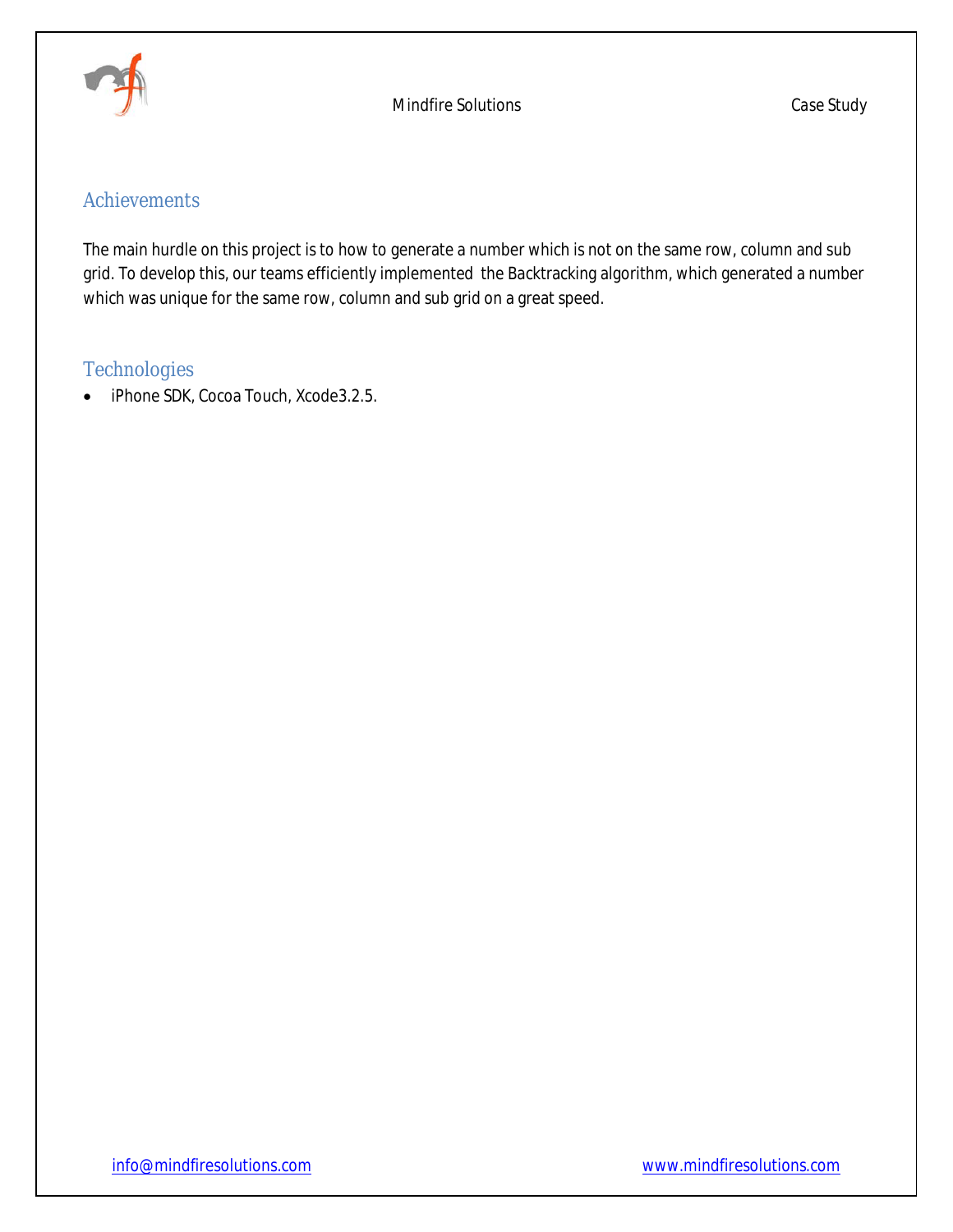## Achievements

The main hurdle on this project is to how to generate a number which is not on the same row, column and sub grid. To develop this, our teams efficiently implemented the Backtracking algorithm, which generated a number which was unique for the same row, column and sub grid on a great speed.

## Technologies

- iPhone SDK, Cocoa Touch, Xcode3.2.5.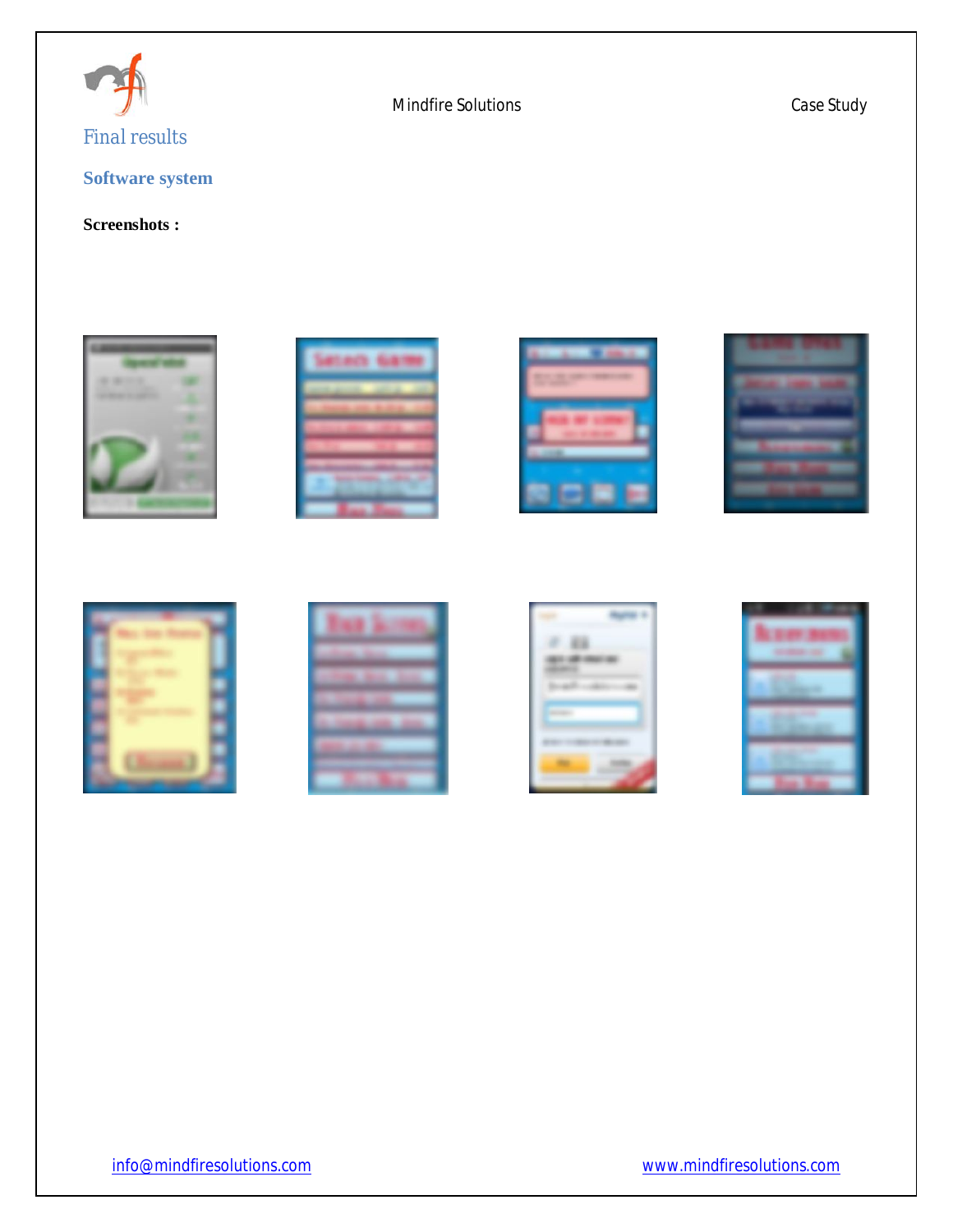## Final results

### Software system

**Screenshots :**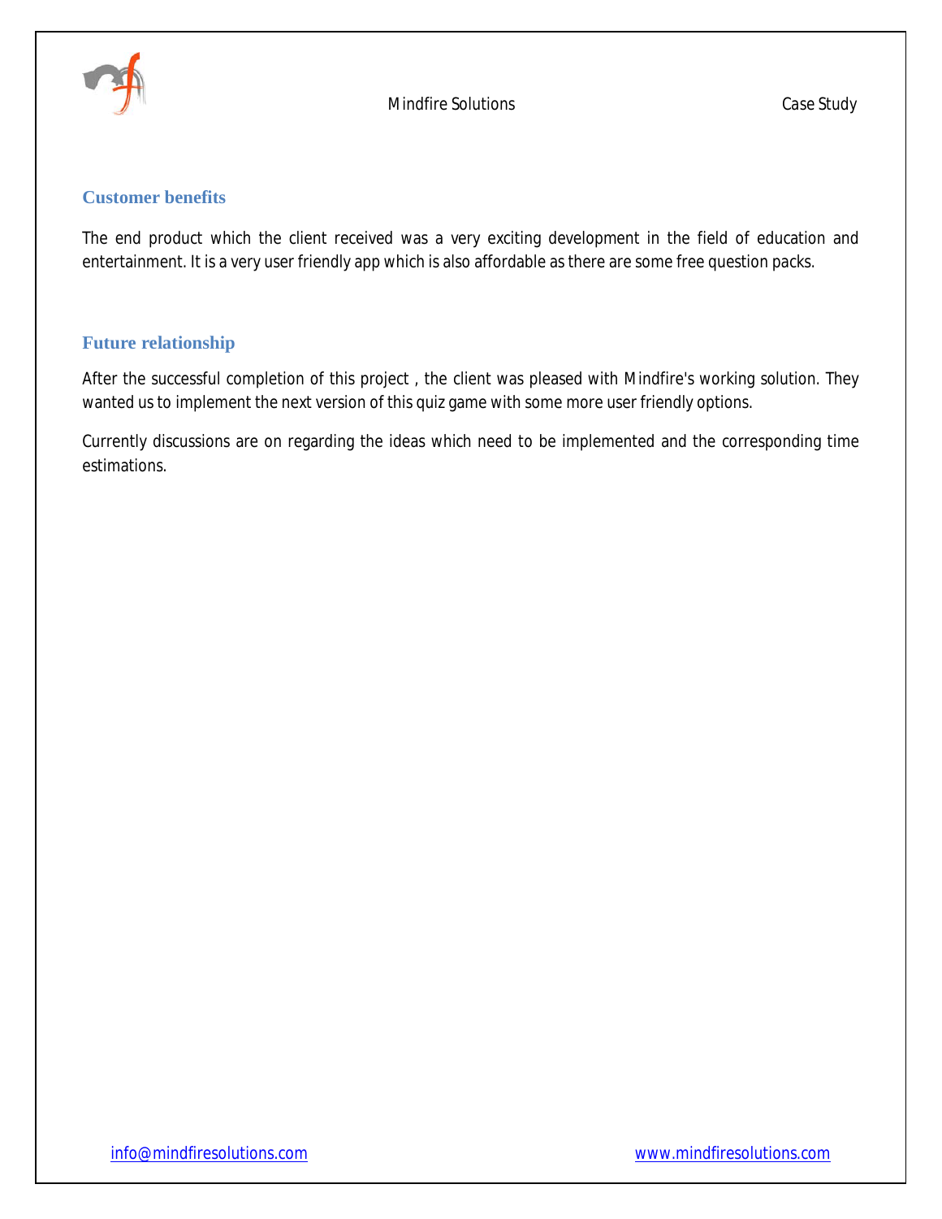## Customer benefits

The end product which the client received was a very exciting development in the field of education and entertainment. It is a very user friendly app which is also affordable as there are some free question packs.

## Future relationship

After the successful completion of this project , the client was pleased with Mindfire's working solution. They wanted us to implement the next version of this quiz game with some more user friendly options.

Currently discussions are on regarding the ideas which need to be implemented and the corresponding time estimations.